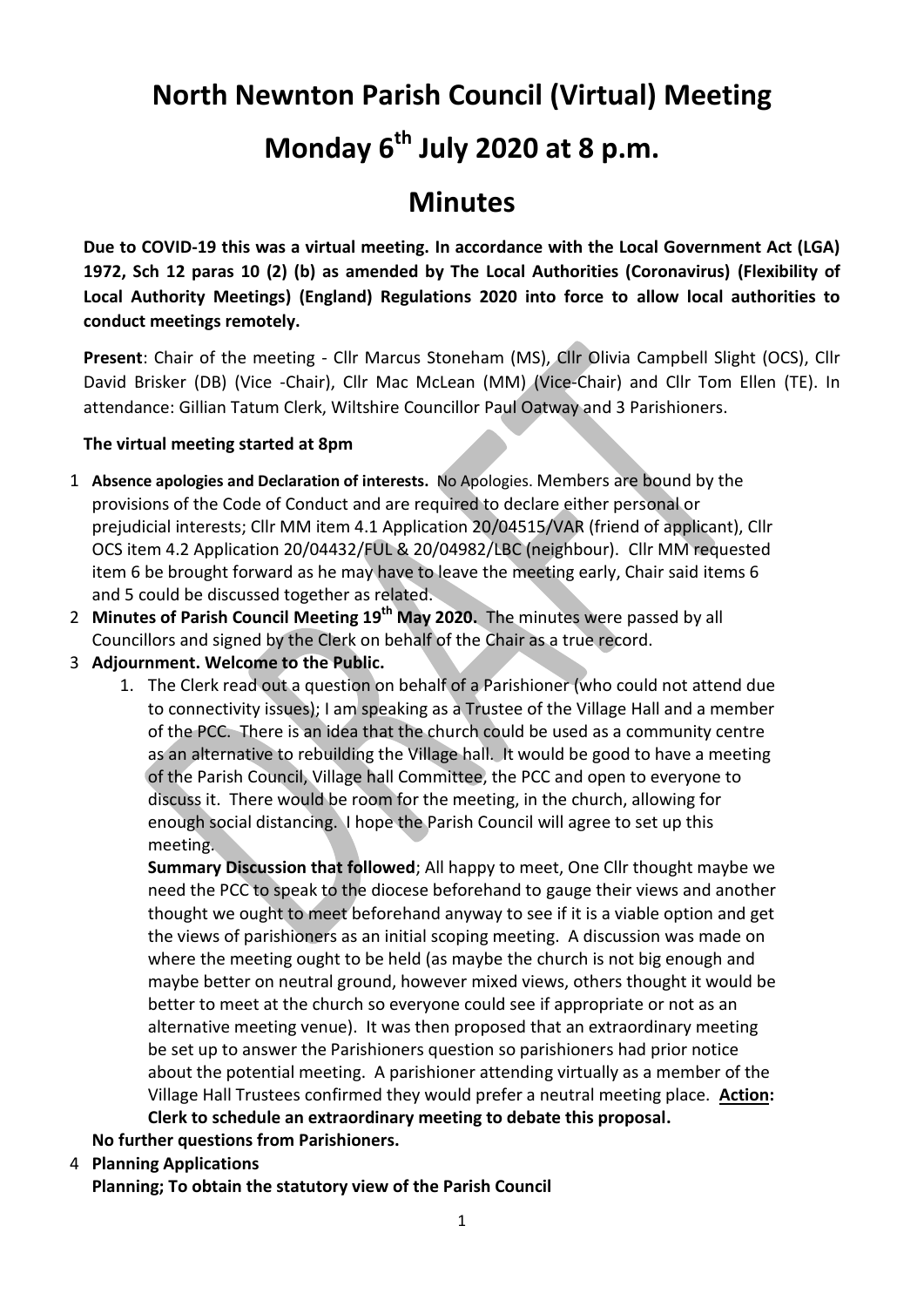# North Newnton Parish Council (Virtual) Meeting

# Monday 6th July 2020 at 8 p.m.

# Minutes

**Due to COVID-19 this was a virtual meeting. In accordance with the Local Government Act (LGA) 1972, Sch 12 paras 10 (2) (b) as amended by The Local Authorities (Coronavirus) (Flexibility of Local Authority Meetings) (England) Regulations 2020 into force to allow local authorities to conduct meetings remotely.**

**Present**: Chair of the meeting - Cllr Marcus Stoneham (MS), Cllr Olivia Campbell Slight (OCS), Cllr David Brisker (DB) (Vice -Chair), Cllr Mac McLean (MM) (Vice-Chair) and Cllr Tom Ellen (TE). In attendance: Gillian Tatum Clerk, Wiltshire Councillor Paul Oatway and 3 Parishioners.

**The virtual meeting started at 8pm**

1 **Absence apologies and Declaration of interests.** No Apologies. Members are bound by the provisions of the Code of Conduct and are required to declare either personal or prejudicial interests; Cllr MM item 4.1 Application 20/04515/VAR (friend of applicant), Cllr OCS item 4.2 Application 20/04432/FUL & 20/04982/LBC (neighbour). Cllr MM requested item 6 be brought forward as he may have to leave the meeting early, Chair said items 6 and 5 could be discussed together as related.

2 **Minutes of Parish Council Meeting 19th May 2020.** The minutes were passed by all Councillors and signed by the Clerk on behalf of the Chair as a true record.

3 **Adjournment. Welcome to the Public.**

   1. The Clerk read out a question on behalf of a Parishioner (who could not attend due to connectivity issues); I am speaking as a Trustee of the Village Hall and a member of the PCC. There is an idea that the church could be used as a community centre as an alternative to rebuilding the Village hall. It would be good to have a meeting of the Parish Council, Village hall Committee, the PCC and open to everyone to discuss it. There would be room for the meeting, in the church, allowing for enough social distancing. I hope the Parish Council will agree to set up this meeting.

      **Summary Discussion that followed**; All happy to meet, One Cllr thought maybe we need the PCC to speak to the diocese beforehand to gauge their views and another thought we ought to meet beforehand anyway to see if it is a viable option and get the views of parishioners as an initial scoping meeting. A discussion was made on where the meeting ought to be held (as maybe the church is not big enough and maybe better on neutral ground, however mixed views, others thought it would be better to meet at the church so everyone could see if appropriate or not as an alternative meeting venue). It was then proposed that an extraordinary meeting be set up to answer the Parishioners question so parishioners had prior notice about the potential meeting. A parishioner attending virtually as a member of the Village Hall Trustees confirmed they would prefer a neutral meeting place. **<u>Action</u>: Clerk to schedule an extraordinary meeting to debate this proposal.**

   **No further questions from Parishioners.**

4 **Planning Applications**

   **Planning; To obtain the statutory view of the Parish Council**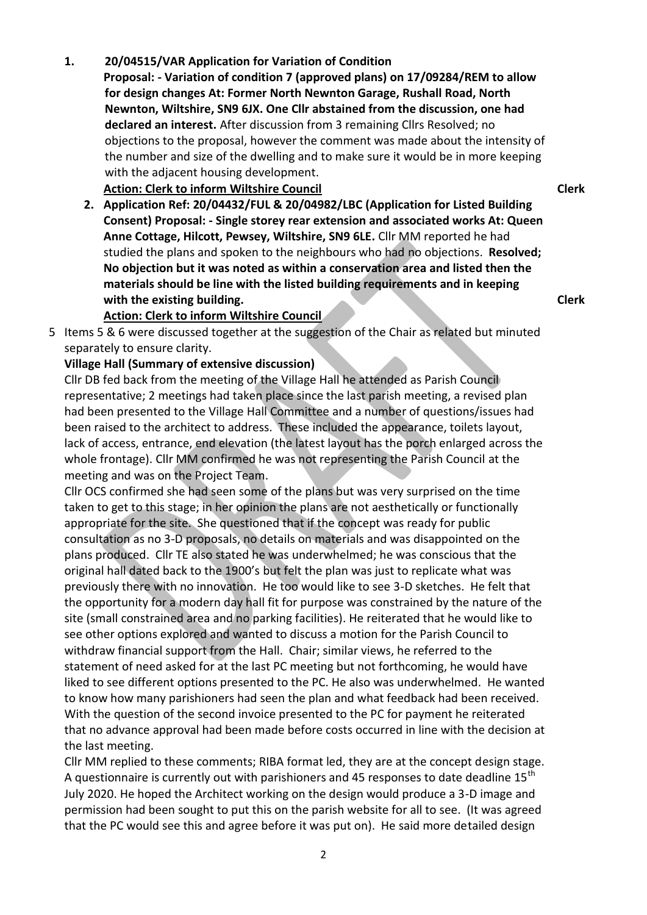1. **20/04515/VAR Application for Variation of Condition**
   **Proposal: - Variation of condition 7 (approved plans) on 17/09284/REM to allow for design changes At: Former North Newnton Garage, Rushall Road, North Newnton, Wiltshire, SN9 6JX. One Cllr abstained from the discussion, one had declared an interest.** After discussion from 3 remaining Cllrs Resolved; no objections to the proposal, however the comment was made about the intensity of the number and size of the dwelling and to make sure it would be in more keeping with the adjacent housing development.
   **Action: Clerk to inform Wiltshire Council** **Clerk**

2. **Application Ref: 20/04432/FUL & 20/04982/LBC (Application for Listed Building Consent) Proposal: - Single storey rear extension and associated works At: Queen Anne Cottage, Hilcott, Pewsey, Wiltshire, SN9 6LE.** Cllr MM reported he had studied the plans and spoken to the neighbours who had no objections. **Resolved; No objection but it was noted as within a conservation area and listed then the materials should be line with the listed building requirements and in keeping with the existing building.** **Clerk**
   **Action: Clerk to inform Wiltshire Council**

5 Items 5 & 6 were discussed together at the suggestion of the Chair as related but minuted separately to ensure clarity.

**Village Hall (Summary of extensive discussion)**

Cllr DB fed back from the meeting of the Village Hall he attended as Parish Council representative; 2 meetings had taken place since the last parish meeting, a revised plan had been presented to the Village Hall Committee and a number of questions/issues had been raised to the architect to address. These included the appearance, toilets layout, lack of access, entrance, end elevation (the latest layout has the porch enlarged across the whole frontage). Cllr MM confirmed he was not representing the Parish Council at the meeting and was on the Project Team.

Cllr OCS confirmed she had seen some of the plans but was very surprised on the time taken to get to this stage; in her opinion the plans are not aesthetically or functionally appropriate for the site. She questioned that if the concept was ready for public consultation as no 3-D proposals, no details on materials and was disappointed on the plans produced. Cllr TE also stated he was underwhelmed; he was conscious that the original hall dated back to the 1900's but felt the plan was just to replicate what was previously there with no innovation. He too would like to see 3-D sketches. He felt that the opportunity for a modern day hall fit for purpose was constrained by the nature of the site (small constrained area and no parking facilities). He reiterated that he would like to see other options explored and wanted to discuss a motion for the Parish Council to withdraw financial support from the Hall. Chair; similar views, he referred to the statement of need asked for at the last PC meeting but not forthcoming, he would have liked to see different options presented to the PC. He also was underwhelmed. He wanted to know how many parishioners had seen the plan and what feedback had been received. With the question of the second invoice presented to the PC for payment he reiterated that no advance approval had been made before costs occurred in line with the decision at the last meeting.

Cllr MM replied to these comments; RIBA format led, they are at the concept design stage. A questionnaire is currently out with parishioners and 45 responses to date deadline 15th July 2020. He hoped the Architect working on the design would produce a 3-D image and permission had been sought to put this on the parish website for all to see. (It was agreed that the PC would see this and agree before it was put on). He said more detailed design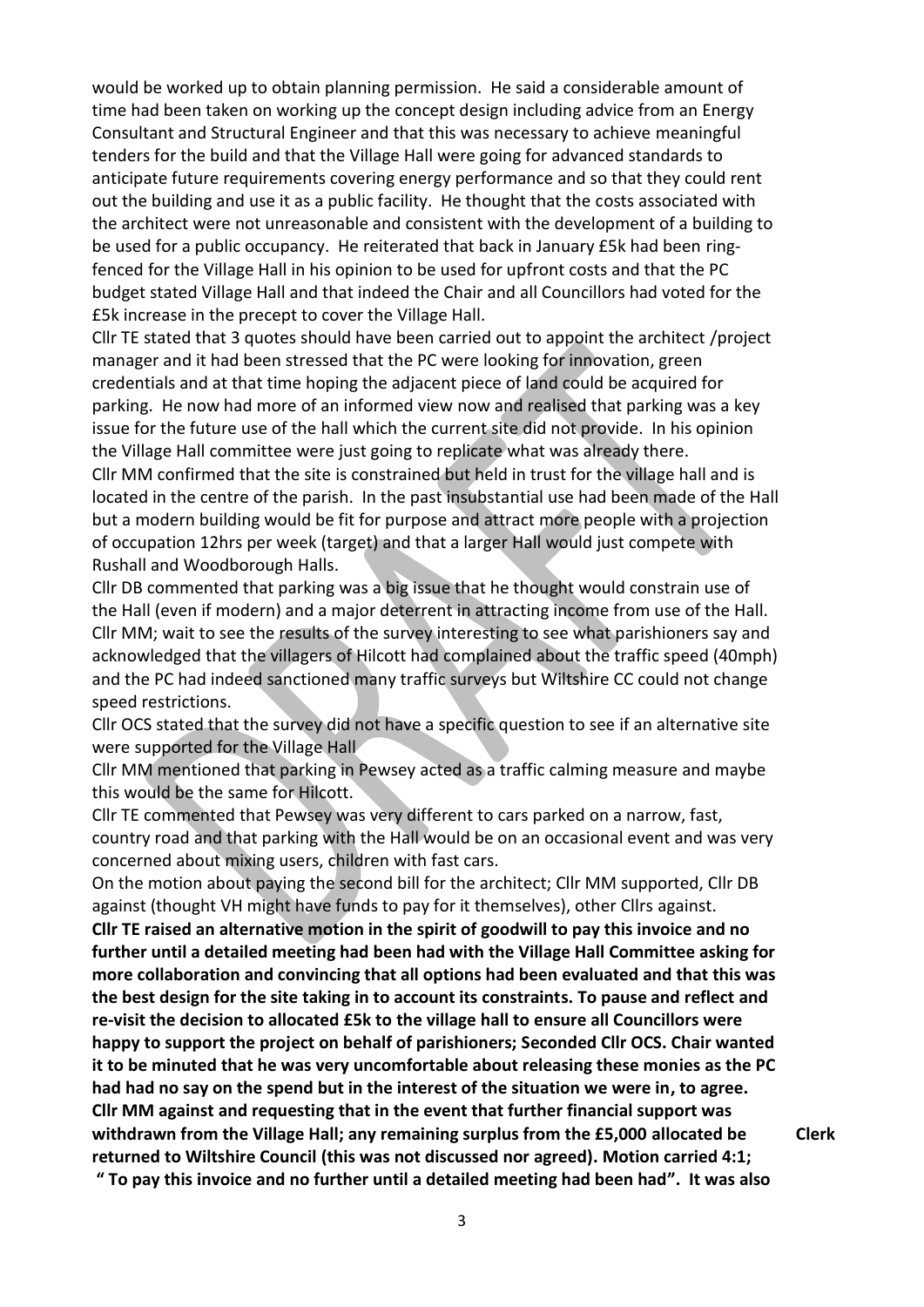would be worked up to obtain planning permission. He said a considerable amount of time had been taken on working up the concept design including advice from an Energy Consultant and Structural Engineer and that this was necessary to achieve meaningful tenders for the build and that the Village Hall were going for advanced standards to anticipate future requirements covering energy performance and so that they could rent out the building and use it as a public facility. He thought that the costs associated with the architect were not unreasonable and consistent with the development of a building to be used for a public occupancy. He reiterated that back in January £5k had been ring-fenced for the Village Hall in his opinion to be used for upfront costs and that the PC budget stated Village Hall and that indeed the Chair and all Councillors had voted for the £5k increase in the precept to cover the Village Hall.

Cllr TE stated that 3 quotes should have been carried out to appoint the architect /project manager and it had been stressed that the PC were looking for innovation, green credentials and at that time hoping the adjacent piece of land could be acquired for parking. He now had more of an informed view now and realised that parking was a key issue for the future use of the hall which the current site did not provide. In his opinion the Village Hall committee were just going to replicate what was already there.

Cllr MM confirmed that the site is constrained but held in trust for the village hall and is located in the centre of the parish. In the past insubstantial use had been made of the Hall but a modern building would be fit for purpose and attract more people with a projection of occupation 12hrs per week (target) and that a larger Hall would just compete with Rushall and Woodborough Halls.

Cllr DB commented that parking was a big issue that he thought would constrain use of the Hall (even if modern) and a major deterrent in attracting income from use of the Hall.

Cllr MM; wait to see the results of the survey interesting to see what parishioners say and acknowledged that the villagers of Hilcott had complained about the traffic speed (40mph) and the PC had indeed sanctioned many traffic surveys but Wiltshire CC could not change speed restrictions.

Cllr OCS stated that the survey did not have a specific question to see if an alternative site were supported for the Village Hall

Cllr MM mentioned that parking in Pewsey acted as a traffic calming measure and maybe this would be the same for Hilcott.

Cllr TE commented that Pewsey was very different to cars parked on a narrow, fast, country road and that parking with the Hall would be on an occasional event and was very concerned about mixing users, children with fast cars.

On the motion about paying the second bill for the architect; Cllr MM supported, Cllr DB against (thought VH might have funds to pay for it themselves), other Cllrs against.

**Cllr TE raised an alternative motion in the spirit of goodwill to pay this invoice and no further until a detailed meeting had been had with the Village Hall Committee asking for more collaboration and convincing that all options had been evaluated and that this was the best design for the site taking in to account its constraints. To pause and reflect and re-visit the decision to allocated £5k to the village hall to ensure all Councillors were happy to support the project on behalf of parishioners; Seconded Cllr OCS. Chair wanted it to be minuted that he was very uncomfortable about releasing these monies as the PC had had no say on the spend but in the interest of the situation we were in, to agree. Cllr MM against and requesting that in the event that further financial support was withdrawn from the Village Hall; any remaining surplus from the £5,000 allocated be returned to Wiltshire Council (this was not discussed nor agreed). Motion carried 4:1; " To pay this invoice and no further until a detailed meeting had been had". It was also**

**Clerk**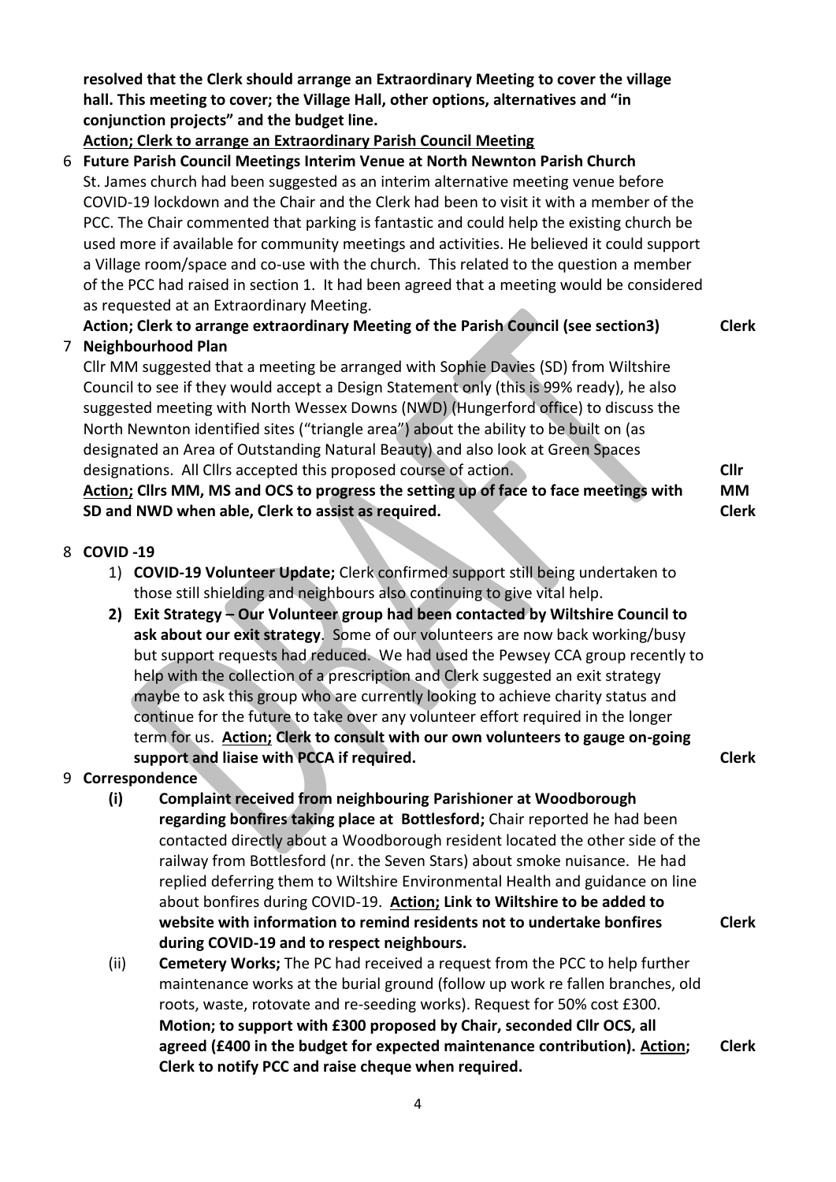**resolved that the Clerk should arrange an Extraordinary Meeting to cover the village hall. This meeting to cover; the Village Hall, other options, alternatives and "in conjunction projects" and the budget line.**

**<u>Action; Clerk to arrange an Extraordinary Parish Council Meeting</u>**

6 **Future Parish Council Meetings Interim Venue at North Newnton Parish Church**

St. James church had been suggested as an interim alternative meeting venue before COVID-19 lockdown and the Chair and the Clerk had been to visit it with a member of the PCC. The Chair commented that parking is fantastic and could help the existing church be used more if available for community meetings and activities. He believed it could support a Village room/space and co-use with the church. This related to the question a member of the PCC had raised in section 1. It had been agreed that a meeting would be considered as requested at an Extraordinary Meeting.

**Action; Clerk to arrange extraordinary Meeting of the Parish Council (see section3)** — **Clerk**

7 **Neighbourhood Plan**

Cllr MM suggested that a meeting be arranged with Sophie Davies (SD) from Wiltshire Council to see if they would accept a Design Statement only (this is 99% ready), he also suggested meeting with North Wessex Downs (NWD) (Hungerford office) to discuss the North Newnton identified sites ("triangle area") about the ability to be built on (as designated an Area of Outstanding Natural Beauty) and also look at Green Spaces designations. All Cllrs accepted this proposed course of action.

**<u>Action;</u> Cllrs MM, MS and OCS to progress the setting up of face to face meetings with SD and NWD when able, Clerk to assist as required.** — **Cllr MM Clerk**

8 **COVID -19**

1) **COVID-19 Volunteer Update;** Clerk confirmed support still being undertaken to those still shielding and neighbours also continuing to give vital help.
2) **Exit Strategy – Our Volunteer group had been contacted by Wiltshire Council to ask about our exit strategy**. Some of our volunteers are now back working/busy but support requests had reduced. We had used the Pewsey CCA group recently to help with the collection of a prescription and Clerk suggested an exit strategy maybe to ask this group who are currently looking to achieve charity status and continue for the future to take over any volunteer effort required in the longer term for us. **<u>Action;</u> Clerk to consult with our own volunteers to gauge on-going support and liaise with PCCA if required.** — **Clerk**

9 **Correspondence**

(i) **Complaint received from neighbouring Parishioner at Woodborough regarding bonfires taking place at Bottlesford;** Chair reported he had been contacted directly about a Woodborough resident located the other side of the railway from Bottlesford (nr. the Seven Stars) about smoke nuisance. He had replied deferring them to Wiltshire Environmental Health and guidance on line about bonfires during COVID-19. **<u>Action;</u> Link to Wiltshire to be added to website with information to remind residents not to undertake bonfires during COVID-19 and to respect neighbours.** — **Clerk**

(ii) **Cemetery Works;** The PC had received a request from the PCC to help further maintenance works at the burial ground (follow up work re fallen branches, old roots, waste, rotovate and re-seeding works). Request for 50% cost £300. **Motion; to support with £300 proposed by Chair, seconded Cllr OCS, all agreed (£400 in the budget for expected maintenance contribution). <u>Action;</u> Clerk to notify PCC and raise cheque when required.** — **Clerk**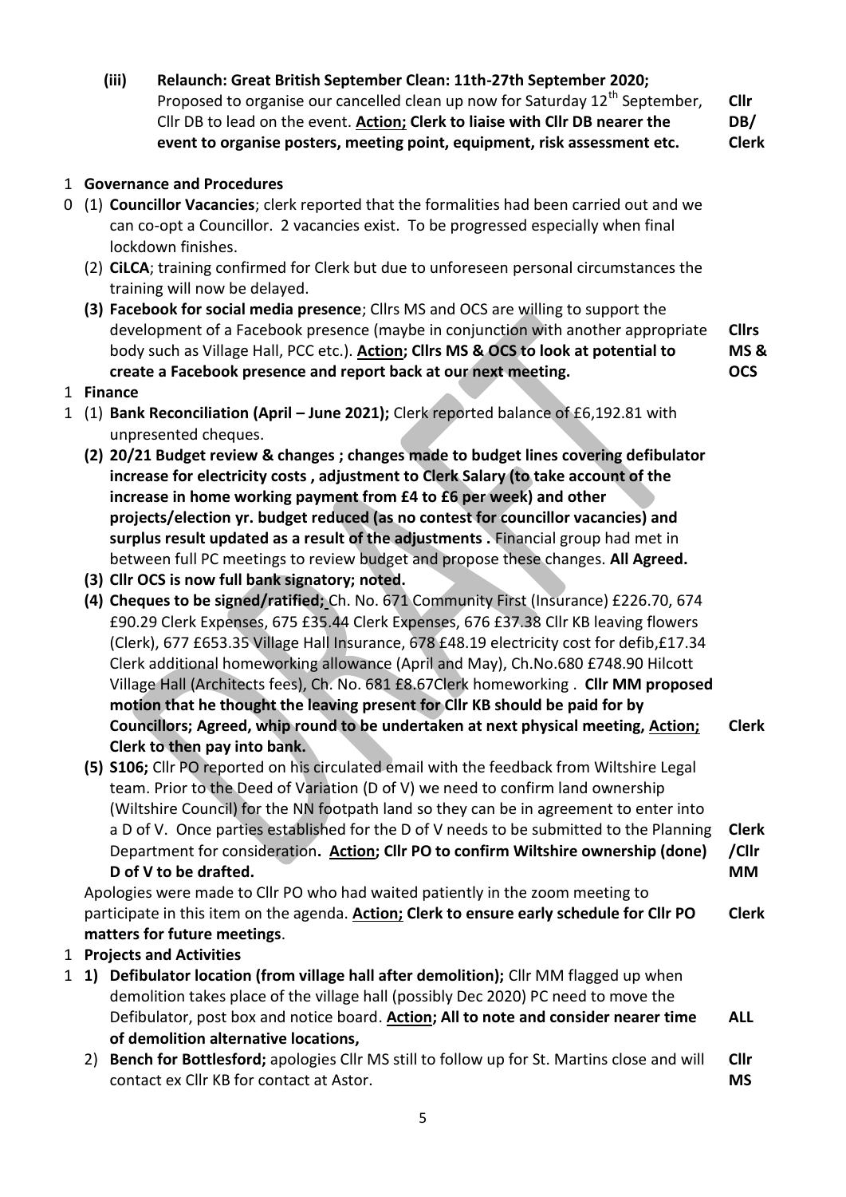(iii) **Relaunch: Great British September Clean: 11th-27th September 2020;** Proposed to organise our cancelled clean up now for Saturday 12th September, Cllr DB to lead on the event. **Action; Clerk to liaise with Cllr DB nearer the event to organise posters, meeting point, equipment, risk assessment etc.** — **Cllr DB/ Clerk**

## 10 Governance and Procedures

(1) **Councillor Vacancies**; clerk reported that the formalities had been carried out and we can co-opt a Councillor. 2 vacancies exist. To be progressed especially when final lockdown finishes.

(2) **CiLCA**; training confirmed for Clerk but due to unforeseen personal circumstances the training will now be delayed.

**(3) Facebook for social media presence**; Cllrs MS and OCS are willing to support the development of a Facebook presence (maybe in conjunction with another appropriate body such as Village Hall, PCC etc.). **Action; Cllrs MS & OCS to look at potential to create a Facebook presence and report back at our next meeting.** — **Cllrs MS & OCS**

## 11 Finance

(1) **Bank Reconciliation (April – June 2021);** Clerk reported balance of £6,192.81 with unpresented cheques.

**(2) 20/21 Budget review & changes ; changes made to budget lines covering defibulator increase for electricity costs , adjustment to Clerk Salary (to take account of the increase in home working payment from £4 to £6 per week) and other projects/election yr. budget reduced (as no contest for councillor vacancies) and surplus result updated as a result of the adjustments .** Financial group had met in between full PC meetings to review budget and propose these changes. **All Agreed.**

**(3) Cllr OCS is now full bank signatory; noted.**

**(4) Cheques to be signed/ratified;** Ch. No. 671 Community First (Insurance) £226.70, 674 £90.29 Clerk Expenses, 675 £35.44 Clerk Expenses, 676 £37.38 Cllr KB leaving flowers (Clerk), 677 £653.35 Village Hall Insurance, 678 £48.19 electricity cost for defib,£17.34 Clerk additional homeworking allowance (April and May), Ch.No.680 £748.90 Hilcott Village Hall (Architects fees), Ch. No. 681 £8.67Clerk homeworking . **Cllr MM proposed motion that he thought the leaving present for Cllr KB should be paid for by Councillors; Agreed, whip round to be undertaken at next physical meeting, Action; Clerk to then pay into bank.** — **Clerk**

**(5) S106;** Cllr PO reported on his circulated email with the feedback from Wiltshire Legal team. Prior to the Deed of Variation (D of V) we need to confirm land ownership (Wiltshire Council) for the NN footpath land so they can be in agreement to enter into a D of V. Once parties established for the D of V needs to be submitted to the Planning Department for consideration**. Action; Cllr PO to confirm Wiltshire ownership (done) D of V to be drafted.** — **Clerk /Cllr MM**

Apologies were made to Cllr PO who had waited patiently in the zoom meeting to participate in this item on the agenda. **Action; Clerk to ensure early schedule for Cllr PO matters for future meetings**. — **Clerk**

## 11 Projects and Activities

**1) Defibulator location (from village hall after demolition);** Cllr MM flagged up when demolition takes place of the village hall (possibly Dec 2020) PC need to move the Defibulator, post box and notice board. **Action; All to note and consider nearer time of demolition alternative locations,** — **ALL**

2) **Bench for Bottlesford;** apologies Cllr MS still to follow up for St. Martins close and will contact ex Cllr KB for contact at Astor. — **Cllr MS**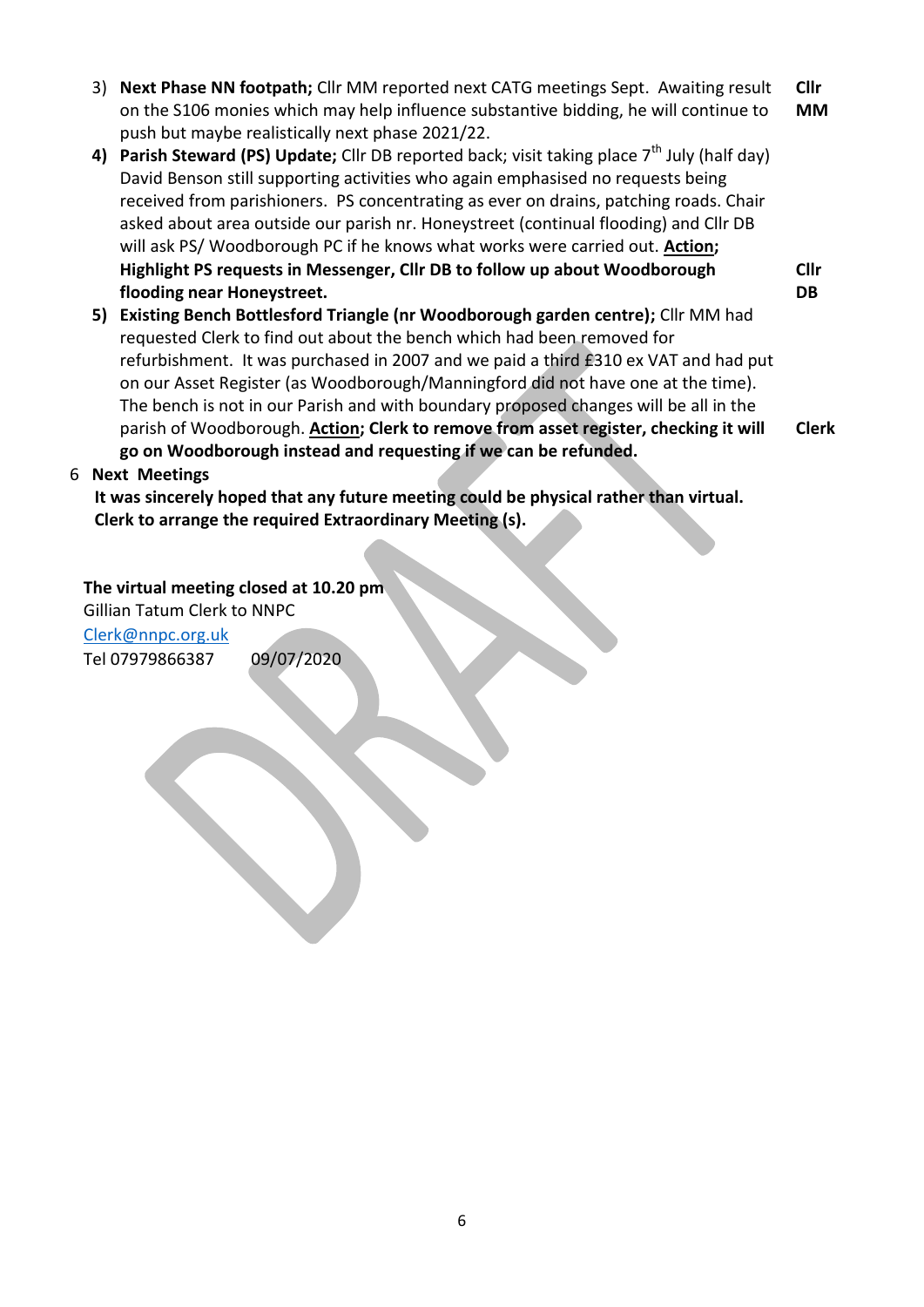3) **Next Phase NN footpath;** Cllr MM reported next CATG meetings Sept. Awaiting result on the S106 monies which may help influence substantive bidding, he will continue to push but maybe realistically next phase 2021/22. **Cllr MM**

4) **Parish Steward (PS) Update;** Cllr DB reported back; visit taking place 7th July (half day) David Benson still supporting activities who again emphasised no requests being received from parishioners. PS concentrating as ever on drains, patching roads. Chair asked about area outside our parish nr. Honeystreet (continual flooding) and Cllr DB will ask PS/ Woodborough PC if he knows what works were carried out. **Action; Highlight PS requests in Messenger, Cllr DB to follow up about Woodborough flooding near Honeystreet.** **Cllr DB**

5) **Existing Bench Bottlesford Triangle (nr Woodborough garden centre);** Cllr MM had requested Clerk to find out about the bench which had been removed for refurbishment. It was purchased in 2007 and we paid a third £310 ex VAT and had put on our Asset Register (as Woodborough/Manningford did not have one at the time). The bench is not in our Parish and with boundary proposed changes will be all in the parish of Woodborough. **Action; Clerk to remove from asset register, checking it will go on Woodborough instead and requesting if we can be refunded.** **Clerk**

6 **Next Meetings**

**It was sincerely hoped that any future meeting could be physical rather than virtual. Clerk to arrange the required Extraordinary Meeting (s).**

**The virtual meeting closed at 10.20 pm**
Gillian Tatum Clerk to NNPC
Clerk@nnpc.org.uk
Tel 07979866387 09/07/2020